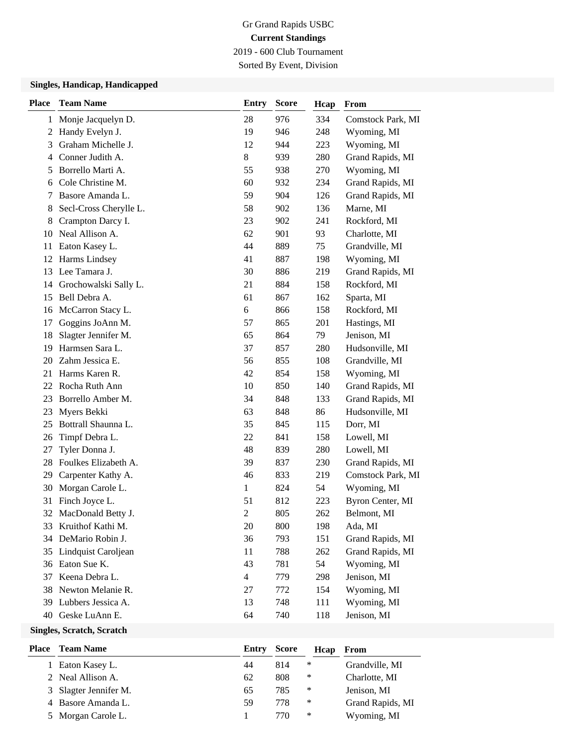Gr Grand Rapids USBC

**Current Standings**

2019 - 600 Club Tournament

Sorted By Event, Division

### Singles, Handicap, Handicapped

| Place | Team Name | Entry | Score | Hcap | From |
|---|---|---|---|---|---|
| 1 | Monje Jacquelyn D. | 28 | 976 | 334 | Comstock Park, MI |
| 2 | Handy Evelyn J. | 19 | 946 | 248 | Wyoming, MI |
| 3 | Graham Michelle J. | 12 | 944 | 223 | Wyoming, MI |
| 4 | Conner Judith A. | 8 | 939 | 280 | Grand Rapids, MI |
| 5 | Borrello Marti A. | 55 | 938 | 270 | Wyoming, MI |
| 6 | Cole Christine M. | 60 | 932 | 234 | Grand Rapids, MI |
| 7 | Basore Amanda L. | 59 | 904 | 126 | Grand Rapids, MI |
| 8 | Secl-Cross Cherylle L. | 58 | 902 | 136 | Marne, MI |
| 8 | Crampton Darcy I. | 23 | 902 | 241 | Rockford, MI |
| 10 | Neal Allison A. | 62 | 901 | 93 | Charlotte, MI |
| 11 | Eaton Kasey L. | 44 | 889 | 75 | Grandville, MI |
| 12 | Harms Lindsey | 41 | 887 | 198 | Wyoming, MI |
| 13 | Lee Tamara J. | 30 | 886 | 219 | Grand Rapids, MI |
| 14 | Grochowalski Sally L. | 21 | 884 | 158 | Rockford, MI |
| 15 | Bell Debra A. | 61 | 867 | 162 | Sparta, MI |
| 16 | McCarron Stacy L. | 6 | 866 | 158 | Rockford, MI |
| 17 | Goggins JoAnn M. | 57 | 865 | 201 | Hastings, MI |
| 18 | Slagter Jennifer M. | 65 | 864 | 79 | Jenison, MI |
| 19 | Harmsen Sara L. | 37 | 857 | 280 | Hudsonville, MI |
| 20 | Zahm Jessica E. | 56 | 855 | 108 | Grandville, MI |
| 21 | Harms Karen R. | 42 | 854 | 158 | Wyoming, MI |
| 22 | Rocha Ruth Ann | 10 | 850 | 140 | Grand Rapids, MI |
| 23 | Borrello Amber M. | 34 | 848 | 133 | Grand Rapids, MI |
| 23 | Myers Bekki | 63 | 848 | 86 | Hudsonville, MI |
| 25 | Bottrall Shaunna L. | 35 | 845 | 115 | Dorr, MI |
| 26 | Timpf Debra L. | 22 | 841 | 158 | Lowell, MI |
| 27 | Tyler Donna J. | 48 | 839 | 280 | Lowell, MI |
| 28 | Foulkes Elizabeth A. | 39 | 837 | 230 | Grand Rapids, MI |
| 29 | Carpenter Kathy A. | 46 | 833 | 219 | Comstock Park, MI |
| 30 | Morgan Carole L. | 1 | 824 | 54 | Wyoming, MI |
| 31 | Finch Joyce L. | 51 | 812 | 223 | Byron Center, MI |
| 32 | MacDonald Betty J. | 2 | 805 | 262 | Belmont, MI |
| 33 | Kruithof Kathi M. | 20 | 800 | 198 | Ada, MI |
| 34 | DeMario Robin J. | 36 | 793 | 151 | Grand Rapids, MI |
| 35 | Lindquist Caroljean | 11 | 788 | 262 | Grand Rapids, MI |
| 36 | Eaton Sue K. | 43 | 781 | 54 | Wyoming, MI |
| 37 | Keena Debra L. | 4 | 779 | 298 | Jenison, MI |
| 38 | Newton Melanie R. | 27 | 772 | 154 | Wyoming, MI |
| 39 | Lubbers Jessica A. | 13 | 748 | 111 | Wyoming, MI |
| 40 | Geske LuAnn E. | 64 | 740 | 118 | Jenison, MI |

### Singles, Scratch, Scratch

| Place | Team Name | Entry | Score | Hcap | From |
|---|---|---|---|---|---|
| 1 | Eaton Kasey L. | 44 | 814 | * | Grandville, MI |
| 2 | Neal Allison A. | 62 | 808 | * | Charlotte, MI |
| 3 | Slagter Jennifer M. | 65 | 785 | * | Jenison, MI |
| 4 | Basore Amanda L. | 59 | 778 | * | Grand Rapids, MI |
| 5 | Morgan Carole L. | 1 | 770 | * | Wyoming, MI |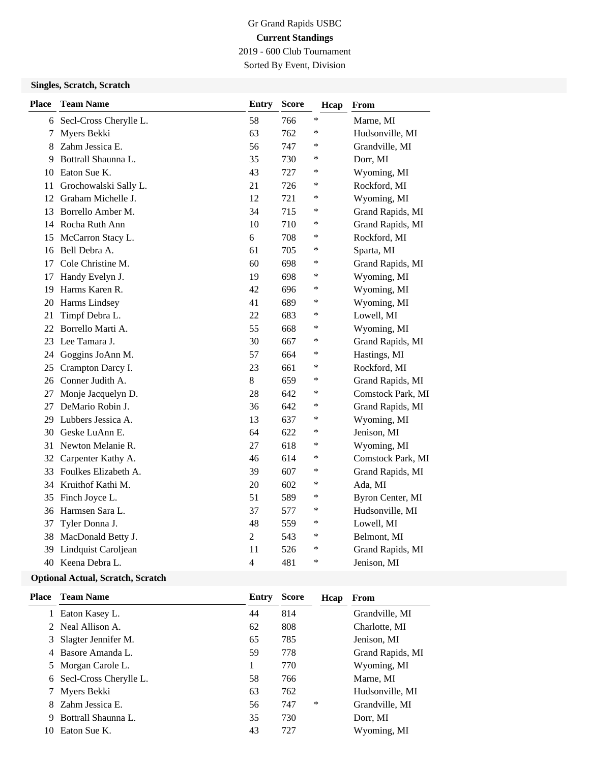Gr Grand Rapids USBC

**Current Standings**

2019 - 600 Club Tournament

Sorted By Event, Division

### Singles, Scratch, Scratch

| Place | Team Name | Entry | Score | Hcap | From |
|---|---|---|---|---|---|
| 6 | Secl-Cross Cherylle L. | 58 | 766 | * | Marne, MI |
| 7 | Myers Bekki | 63 | 762 | * | Hudsonville, MI |
| 8 | Zahm Jessica E. | 56 | 747 | * | Grandville, MI |
| 9 | Bottrall Shaunna L. | 35 | 730 | * | Dorr, MI |
| 10 | Eaton Sue K. | 43 | 727 | * | Wyoming, MI |
| 11 | Grochowalski Sally L. | 21 | 726 | * | Rockford, MI |
| 12 | Graham Michelle J. | 12 | 721 | * | Wyoming, MI |
| 13 | Borrello Amber M. | 34 | 715 | * | Grand Rapids, MI |
| 14 | Rocha Ruth Ann | 10 | 710 | * | Grand Rapids, MI |
| 15 | McCarron Stacy L. | 6 | 708 | * | Rockford, MI |
| 16 | Bell Debra A. | 61 | 705 | * | Sparta, MI |
| 17 | Cole Christine M. | 60 | 698 | * | Grand Rapids, MI |
| 17 | Handy Evelyn J. | 19 | 698 | * | Wyoming, MI |
| 19 | Harms Karen R. | 42 | 696 | * | Wyoming, MI |
| 20 | Harms Lindsey | 41 | 689 | * | Wyoming, MI |
| 21 | Timpf Debra L. | 22 | 683 | * | Lowell, MI |
| 22 | Borrello Marti A. | 55 | 668 | * | Wyoming, MI |
| 23 | Lee Tamara J. | 30 | 667 | * | Grand Rapids, MI |
| 24 | Goggins JoAnn M. | 57 | 664 | * | Hastings, MI |
| 25 | Crampton Darcy I. | 23 | 661 | * | Rockford, MI |
| 26 | Conner Judith A. | 8 | 659 | * | Grand Rapids, MI |
| 27 | Monje Jacquelyn D. | 28 | 642 | * | Comstock Park, MI |
| 27 | DeMario Robin J. | 36 | 642 | * | Grand Rapids, MI |
| 29 | Lubbers Jessica A. | 13 | 637 | * | Wyoming, MI |
| 30 | Geske LuAnn E. | 64 | 622 | * | Jenison, MI |
| 31 | Newton Melanie R. | 27 | 618 | * | Wyoming, MI |
| 32 | Carpenter Kathy A. | 46 | 614 | * | Comstock Park, MI |
| 33 | Foulkes Elizabeth A. | 39 | 607 | * | Grand Rapids, MI |
| 34 | Kruithof Kathi M. | 20 | 602 | * | Ada, MI |
| 35 | Finch Joyce L. | 51 | 589 | * | Byron Center, MI |
| 36 | Harmsen Sara L. | 37 | 577 | * | Hudsonville, MI |
| 37 | Tyler Donna J. | 48 | 559 | * | Lowell, MI |
| 38 | MacDonald Betty J. | 2 | 543 | * | Belmont, MI |
| 39 | Lindquist Caroljean | 11 | 526 | * | Grand Rapids, MI |
| 40 | Keena Debra L. | 4 | 481 | * | Jenison, MI |

### Optional Actual, Scratch, Scratch

| Place | Team Name | Entry | Score | Hcap | From |
|---|---|---|---|---|---|
| 1 | Eaton Kasey L. | 44 | 814 | | Grandville, MI |
| 2 | Neal Allison A. | 62 | 808 | | Charlotte, MI |
| 3 | Slagter Jennifer M. | 65 | 785 | | Jenison, MI |
| 4 | Basore Amanda L. | 59 | 778 | | Grand Rapids, MI |
| 5 | Morgan Carole L. | 1 | 770 | | Wyoming, MI |
| 6 | Secl-Cross Cherylle L. | 58 | 766 | | Marne, MI |
| 7 | Myers Bekki | 63 | 762 | | Hudsonville, MI |
| 8 | Zahm Jessica E. | 56 | 747 | * | Grandville, MI |
| 9 | Bottrall Shaunna L. | 35 | 730 | | Dorr, MI |
| 10 | Eaton Sue K. | 43 | 727 | | Wyoming, MI |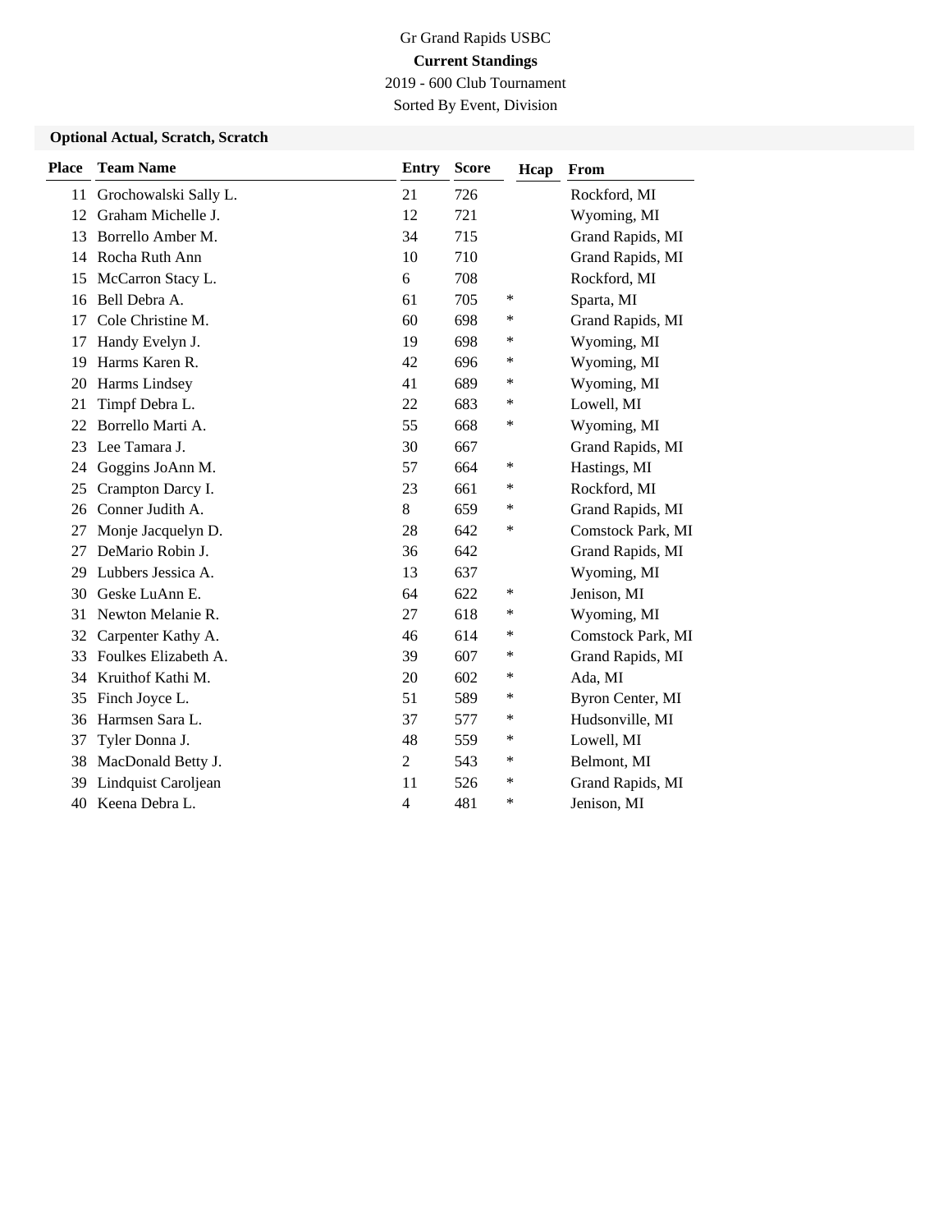Gr Grand Rapids USBC

**Current Standings**

2019 - 600 Club Tournament

Sorted By Event, Division

### Optional Actual, Scratch, Scratch

| Place | Team Name | Entry | Score | Hcap | From |
|---|---|---|---|---|---|
| 11 | Grochowalski Sally L. | 21 | 726 | | Rockford, MI |
| 12 | Graham Michelle J. | 12 | 721 | | Wyoming, MI |
| 13 | Borrello Amber M. | 34 | 715 | | Grand Rapids, MI |
| 14 | Rocha Ruth Ann | 10 | 710 | | Grand Rapids, MI |
| 15 | McCarron Stacy L. | 6 | 708 | | Rockford, MI |
| 16 | Bell Debra A. | 61 | 705 | * | Sparta, MI |
| 17 | Cole Christine M. | 60 | 698 | * | Grand Rapids, MI |
| 17 | Handy Evelyn J. | 19 | 698 | * | Wyoming, MI |
| 19 | Harms Karen R. | 42 | 696 | * | Wyoming, MI |
| 20 | Harms Lindsey | 41 | 689 | * | Wyoming, MI |
| 21 | Timpf Debra L. | 22 | 683 | * | Lowell, MI |
| 22 | Borrello Marti A. | 55 | 668 | * | Wyoming, MI |
| 23 | Lee Tamara J. | 30 | 667 | | Grand Rapids, MI |
| 24 | Goggins JoAnn M. | 57 | 664 | * | Hastings, MI |
| 25 | Crampton Darcy I. | 23 | 661 | * | Rockford, MI |
| 26 | Conner Judith A. | 8 | 659 | * | Grand Rapids, MI |
| 27 | Monje Jacquelyn D. | 28 | 642 | * | Comstock Park, MI |
| 27 | DeMario Robin J. | 36 | 642 | | Grand Rapids, MI |
| 29 | Lubbers Jessica A. | 13 | 637 | | Wyoming, MI |
| 30 | Geske LuAnn E. | 64 | 622 | * | Jenison, MI |
| 31 | Newton Melanie R. | 27 | 618 | * | Wyoming, MI |
| 32 | Carpenter Kathy A. | 46 | 614 | * | Comstock Park, MI |
| 33 | Foulkes Elizabeth A. | 39 | 607 | * | Grand Rapids, MI |
| 34 | Kruithof Kathi M. | 20 | 602 | * | Ada, MI |
| 35 | Finch Joyce L. | 51 | 589 | * | Byron Center, MI |
| 36 | Harmsen Sara L. | 37 | 577 | * | Hudsonville, MI |
| 37 | Tyler Donna J. | 48 | 559 | * | Lowell, MI |
| 38 | MacDonald Betty J. | 2 | 543 | * | Belmont, MI |
| 39 | Lindquist Caroljean | 11 | 526 | * | Grand Rapids, MI |
| 40 | Keena Debra L. | 4 | 481 | * | Jenison, MI |